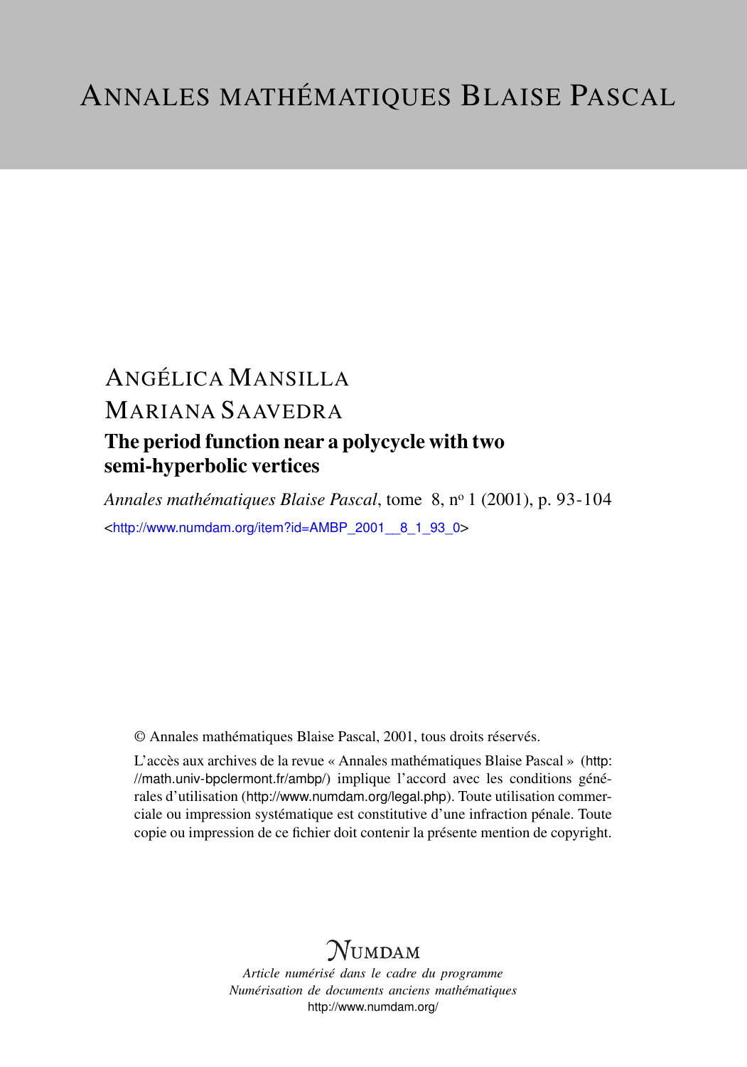# ANNALES MATHÉMATIQUES BLAISE PASCAL

ANGÉLICA MANSILLA

MARIANA SAAVEDRA

## The period function near a polycycle with two semi-hyperbolic vertices

*Annales mathématiques Blaise Pascal*, tome 8, n° 1 (2001), p. 93-104

<http://www.numdam.org/item?id=AMBP_2001__8_1_93_0>

© Annales mathématiques Blaise Pascal, 2001, tous droits réservés.

L'accès aux archives de la revue « Annales mathématiques Blaise Pascal » (http://math.univ-bpclermont.fr/ambp/) implique l'accord avec les conditions générales d'utilisation (http://www.numdam.org/legal.php). Toute utilisation commerciale ou impression systématique est constitutive d'une infraction pénale. Toute copie ou impression de ce fichier doit contenir la présente mention de copyright.

NUMDAM

*Article numérisé dans le cadre du programme*
*Numérisation de documents anciens mathématiques*
http://www.numdam.org/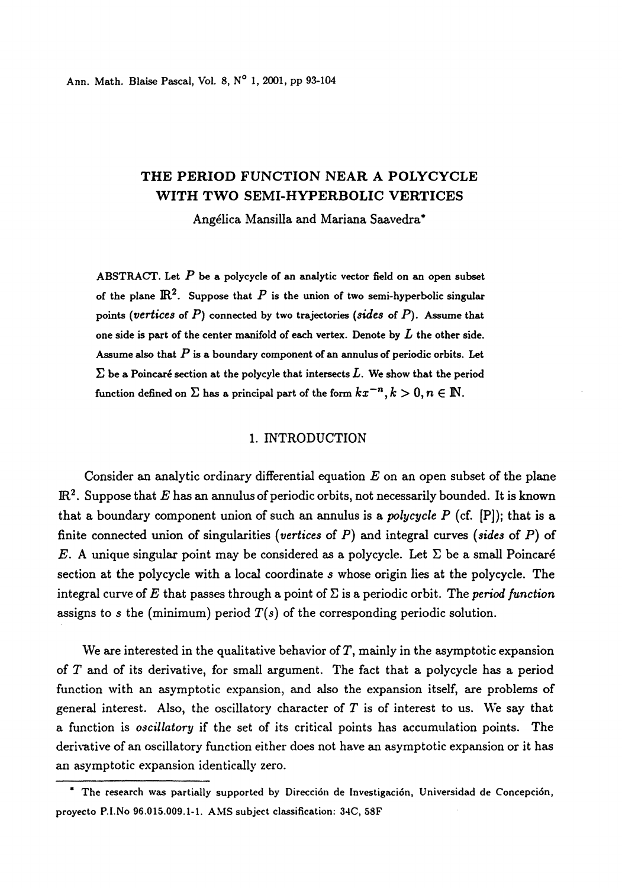# THE PERIOD FUNCTION NEAR A POLYCYCLE WITH TWO SEMI-HYPERBOLIC VERTICES

Angélica Mansilla and Mariana Saavedra*

ABSTRACT. Let $P$ be a polycycle of an analytic vector field on an open subset of the plane $\mathbb{R}^2$. Suppose that $P$ is the union of two semi-hyperbolic singular points (*vertices* of $P$) connected by two trajectories (*sides* of $P$). Assume that one side is part of the center manifold of each vertex. Denote by $L$ the other side. Assume also that $P$ is a boundary component of an annulus of periodic orbits. Let $\Sigma$ be a Poincaré section at the polycycle that intersects $L$. We show that the period function defined on $\Sigma$ has a principal part of the form $kx^{-n}, k > 0, n \in \mathbb{N}$.

## 1. INTRODUCTION

Consider an analytic ordinary differential equation $E$ on an open subset of the plane $\mathbb{R}^2$. Suppose that $E$ has an annulus of periodic orbits, not necessarily bounded. It is known that a boundary component union of such an annulus is a *polycycle* $P$ (cf. [P]); that is a finite connected union of singularities (*vertices* of $P$) and integral curves (*sides* of $P$) of $E$. A unique singular point may be considered as a polycycle. Let $\Sigma$ be a small Poincaré section at the polycycle with a local coordinate $s$ whose origin lies at the polycycle. The integral curve of $E$ that passes through a point of $\Sigma$ is a periodic orbit. The *period function* assigns to $s$ the (minimum) period $T(s)$ of the corresponding periodic solution.

We are interested in the qualitative behavior of $T$, mainly in the asymptotic expansion of $T$ and of its derivative, for small argument. The fact that a polycycle has a period function with an asymptotic expansion, and also the expansion itself, are problems of general interest. Also, the oscillatory character of $T$ is of interest to us. We say that a function is *oscillatory* if the set of its critical points has accumulation points. The derivative of an oscillatory function either does not have an asymptotic expansion or it has an asymptotic expansion identically zero.

* The research was partially supported by Dirección de Investigación, Universidad de Concepción, proyecto P.I.No 96.015.009.1-1. AMS subject classification: 34C, 58F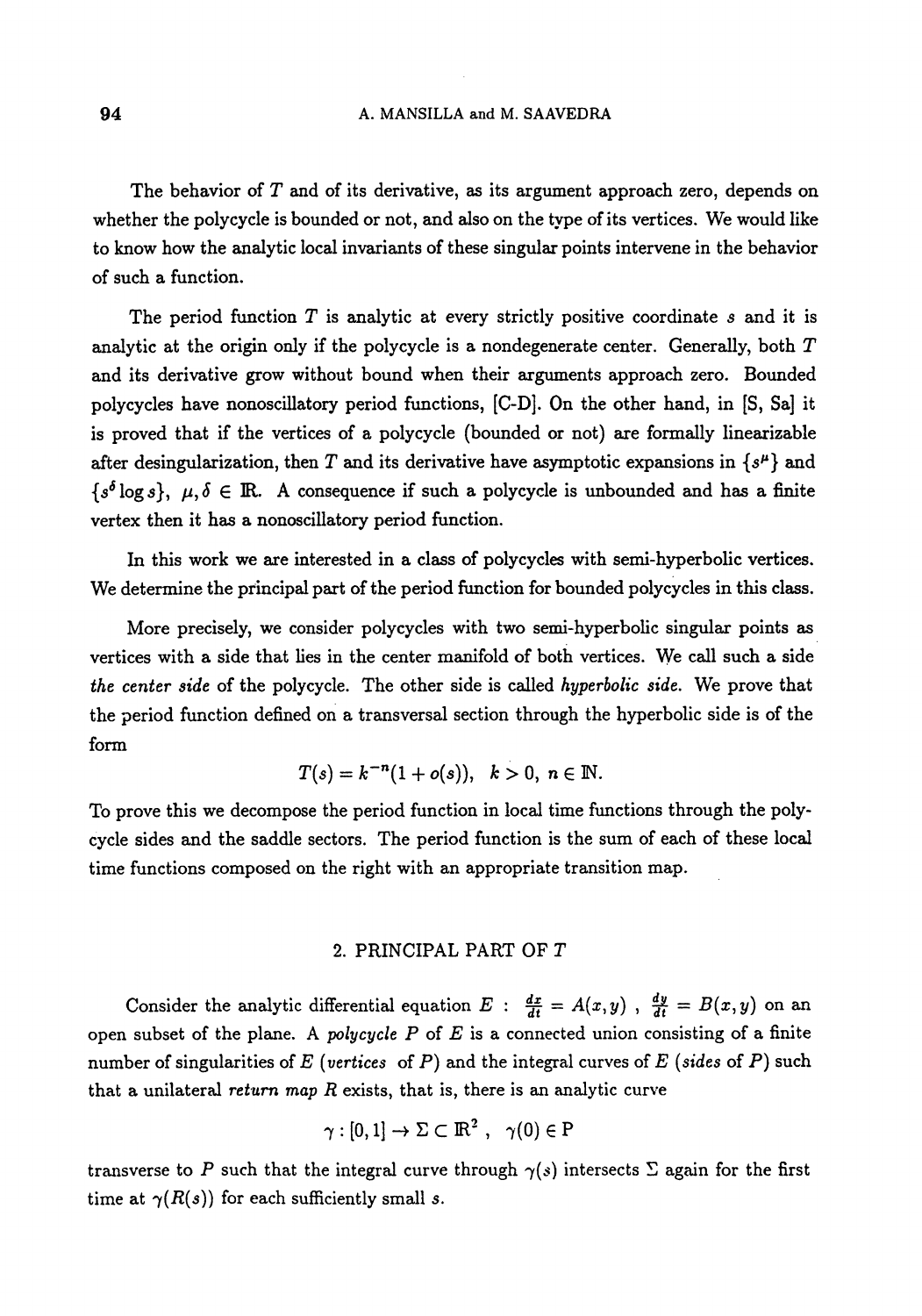The behavior of $T$ and of its derivative, as its argument approach zero, depends on whether the polycycle is bounded or not, and also on the type of its vertices. We would like to know how the analytic local invariants of these singular points intervene in the behavior of such a function.

The period function $T$ is analytic at every strictly positive coordinate $s$ and it is analytic at the origin only if the polycycle is a nondegenerate center. Generally, both $T$ and its derivative grow without bound when their arguments approach zero. Bounded polycycles have nonoscillatory period functions, [C-D]. On the other hand, in [S, Sa] it is proved that if the vertices of a polycycle (bounded or not) are formally linearizable after desingularization, then $T$ and its derivative have asymptotic expansions in $\{s^{\mu}\}$ and $\{s^{\delta} \log s\}$, $\mu, \delta \in \mathbb{R}$. A consequence if such a polycycle is unbounded and has a finite vertex then it has a nonoscillatory period function.

In this work we are interested in a class of polycycles with semi-hyperbolic vertices. We determine the principal part of the period function for bounded polycycles in this class.

More precisely, we consider polycycles with two semi-hyperbolic singular points as vertices with a side that lies in the center manifold of both vertices. We call such a side *the center side* of the polycycle. The other side is called *hyperbolic side.* We prove that the period function defined on a transversal section through the hyperbolic side is of the form

$$T(s) = k^{-n}(1 + o(s)), \quad k > 0, \ n \in \mathbb{N}.$$

To prove this we decompose the period function in local time functions through the polycycle sides and the saddle sectors. The period function is the sum of each of these local time functions composed on the right with an appropriate transition map.

## 2. PRINCIPAL PART OF $T$

Consider the analytic differential equation $E$ : $\frac{dx}{dt} = A(x, y)$ , $\frac{dy}{dt} = B(x, y)$ on an open subset of the plane. A *polycycle* $P$ of $E$ is a connected union consisting of a finite number of singularities of $E$ (*vertices* of $P$) and the integral curves of $E$ (*sides* of $P$) such that a unilateral *return map* $R$ exists, that is, there is an analytic curve

$$\gamma : [0, 1] \to \Sigma \subset \mathbb{R}^2 , \quad \gamma(0) \in \mathrm{P}$$

transverse to $P$ such that the integral curve through $\gamma(s)$ intersects $\Sigma$ again for the first time at $\gamma(R(s))$ for each sufficiently small $s$.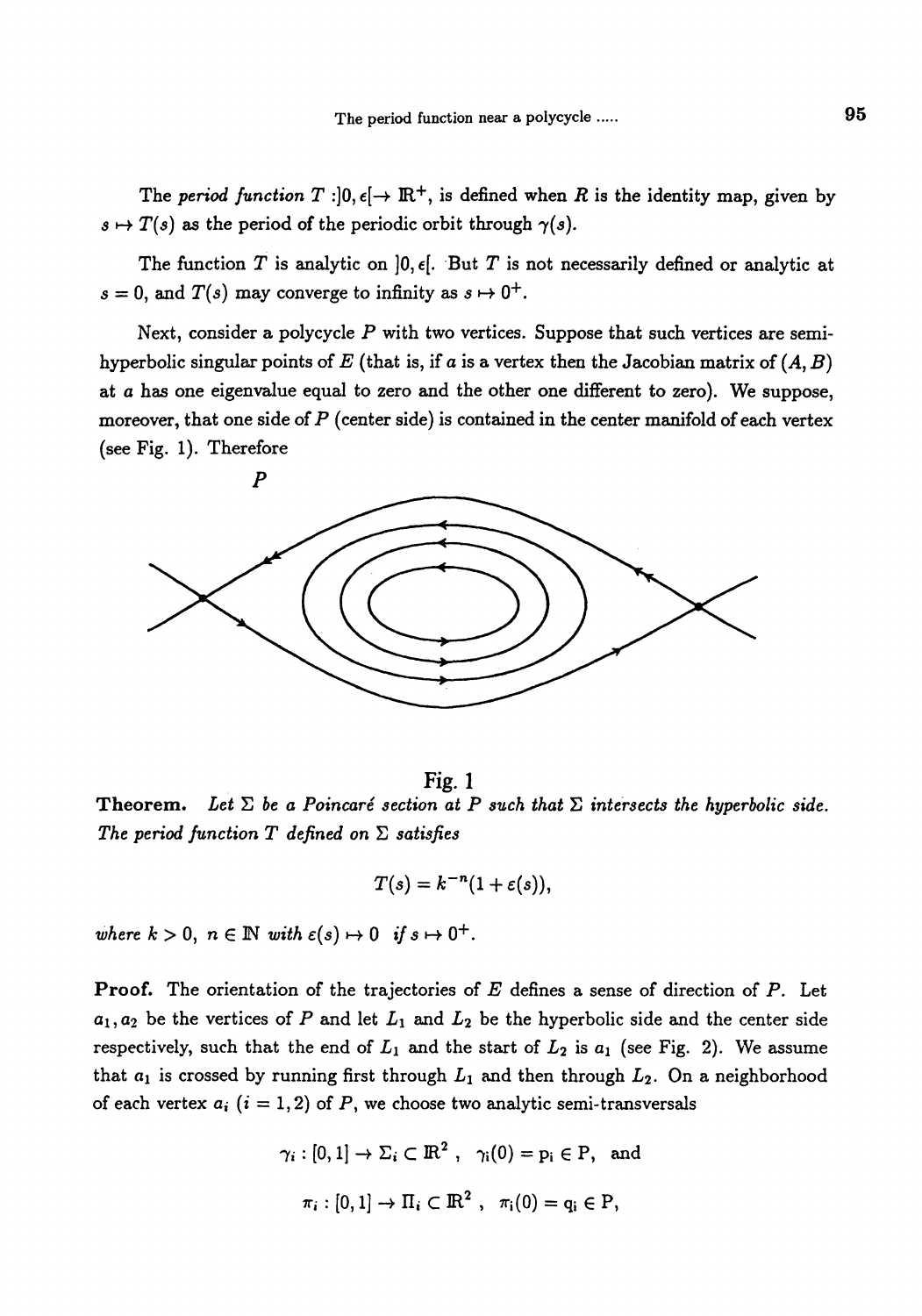The *period function* $T : ]0, \epsilon[ \to \mathbb{R}^+$, is defined when $R$ is the identity map, given by $s \mapsto T(s)$ as the period of the periodic orbit through $\gamma(s)$.

The function $T$ is analytic on $]0, \epsilon[$. But $T$ is not necessarily defined or analytic at $s = 0$, and $T(s)$ may converge to infinity as $s \mapsto 0^+$.

Next, consider a polycycle $P$ with two vertices. Suppose that such vertices are semi-hyperbolic singular points of $E$ (that is, if $a$ is a vertex then the Jacobian matrix of $(A, B)$ at $a$ has one eigenvalue equal to zero and the other one different to zero). We suppose, moreover, that one side of $P$ (center side) is contained in the center manifold of each vertex (see Fig. 1). Therefore

Fig. 1

**Theorem.** *Let $\Sigma$ be a Poincaré section at $P$ such that $\Sigma$ intersects the hyperbolic side. The period function $T$ defined on $\Sigma$ satisfies*

$$T(s) = k^{-n}(1 + \varepsilon(s)),$$

*where $k > 0$, $n \in \mathbb{N}$ with $\varepsilon(s) \mapsto 0$ if $s \mapsto 0^+$.*

**Proof.** The orientation of the trajectories of $E$ defines a sense of direction of $P$. Let $a_1, a_2$ be the vertices of $P$ and let $L_1$ and $L_2$ be the hyperbolic side and the center side respectively, such that the end of $L_1$ and the start of $L_2$ is $a_1$ (see Fig. 2). We assume that $a_1$ is crossed by running first through $L_1$ and then through $L_2$. On a neighborhood of each vertex $a_i$ $(i = 1, 2)$ of $P$, we choose two analytic semi-transversals

$$\gamma_i : [0, 1] \to \Sigma_i \subset \mathbb{R}^2, \quad \gamma_i(0) = p_i \in P, \quad \text{and}$$

$$\pi_i : [0, 1] \to \Pi_i \subset \mathbb{R}^2, \quad \pi_i(0) = q_i \in P,$$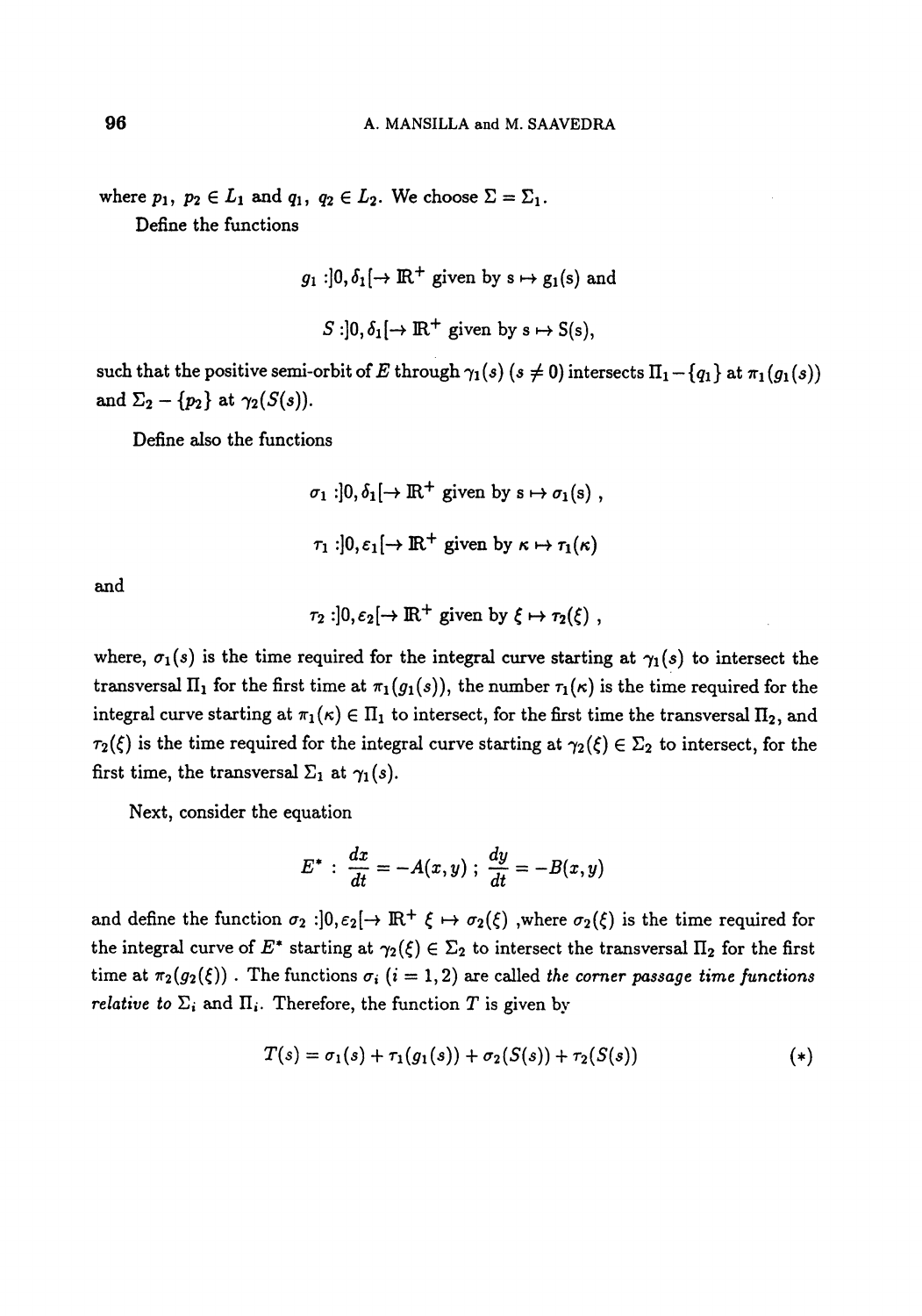where $p_1, p_2 \in L_1$ and $q_1, q_2 \in L_2$. We choose $\Sigma = \Sigma_1$.

Define the functions

$$g_1 : ]0, \delta_1[ \to \mathbb{R}^+ \text{ given by } s \mapsto g_1(s) \text{ and}$$

$$S : ]0, \delta_1[ \to \mathbb{R}^+ \text{ given by } s \mapsto S(s),$$

such that the positive semi-orbit of $E$ through $\gamma_1(s)$ $(s \neq 0)$ intersects $\Pi_1 - \{q_1\}$ at $\pi_1(g_1(s))$ and $\Sigma_2 - \{p_2\}$ at $\gamma_2(S(s))$.

Define also the functions

$$\sigma_1 : ]0, \delta_1[ \to \mathbb{R}^+ \text{ given by } s \mapsto \sigma_1(s) \ ,$$

$$\tau_1 : ]0, \varepsilon_1[ \to \mathbb{R}^+ \text{ given by } \kappa \mapsto \tau_1(\kappa)$$

and

$$\tau_2 : ]0, \varepsilon_2[ \to \mathbb{R}^+ \text{ given by } \xi \mapsto \tau_2(\xi) \ ,$$

where, $\sigma_1(s)$ is the time required for the integral curve starting at $\gamma_1(s)$ to intersect the transversal $\Pi_1$ for the first time at $\pi_1(g_1(s))$, the number $\tau_1(\kappa)$ is the time required for the integral curve starting at $\pi_1(\kappa) \in \Pi_1$ to intersect, for the first time the transversal $\Pi_2$, and $\tau_2(\xi)$ is the time required for the integral curve starting at $\gamma_2(\xi) \in \Sigma_2$ to intersect, for the first time, the transversal $\Sigma_1$ at $\gamma_1(s)$.

Next, consider the equation

$$E^* : \frac{dx}{dt} = -A(x,y) \ ; \ \frac{dy}{dt} = -B(x,y)$$

and define the function $\sigma_2 : ]0, \varepsilon_2[ \to \mathbb{R}^+ \ \xi \mapsto \sigma_2(\xi)$ ,where $\sigma_2(\xi)$ is the time required for the integral curve of $E^*$ starting at $\gamma_2(\xi) \in \Sigma_2$ to intersect the transversal $\Pi_2$ for the first time at $\pi_2(g_2(\xi))$ . The functions $\sigma_i$ $(i = 1, 2)$ are called *the corner passage time functions relative to* $\Sigma_i$ and $\Pi_i$. Therefore, the function $T$ is given by

$$T(s) = \sigma_1(s) + \tau_1(g_1(s)) + \sigma_2(S(s)) + \tau_2(S(s)) \qquad (*)$$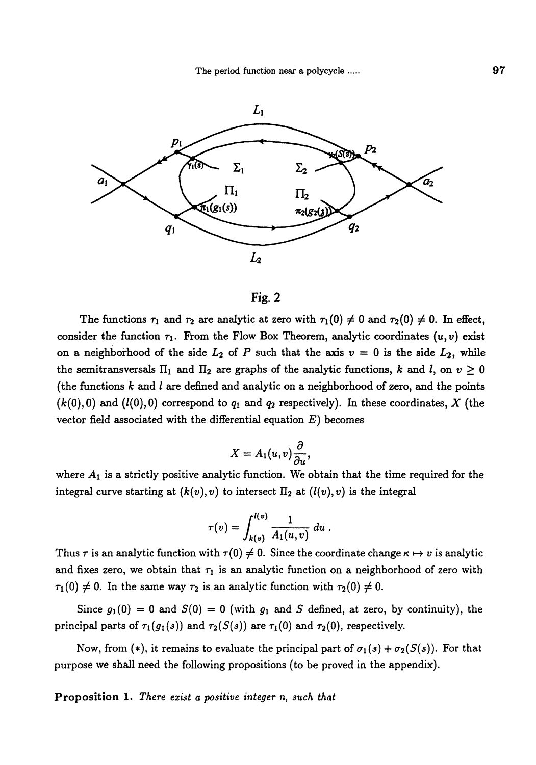Fig. 2

The functions $\tau_1$ and $\tau_2$ are analytic at zero with $\tau_1(0) \neq 0$ and $\tau_2(0) \neq 0$. In effect, consider the function $\tau_1$. From the Flow Box Theorem, analytic coordinates $(u, v)$ exist on a neighborhood of the side $L_2$ of $P$ such that the axis $v = 0$ is the side $L_2$, while the semitransversals $\Pi_1$ and $\Pi_2$ are graphs of the analytic functions, $k$ and $l$, on $v \geq 0$ (the functions $k$ and $l$ are defined and analytic on a neighborhood of zero, and the points $(k(0), 0)$ and $(l(0), 0)$ correspond to $q_1$ and $q_2$ respectively). In these coordinates, $X$ (the vector field associated with the differential equation $E$) becomes

$$X = A_1(u, v)\frac{\partial}{\partial u},$$

where $A_1$ is a strictly positive analytic function. We obtain that the time required for the integral curve starting at $(k(v), v)$ to intersect $\Pi_2$ at $(l(v), v)$ is the integral

$$\tau(v) = \int_{k(v)}^{l(v)} \frac{1}{A_1(u, v)}\, du\ .$$

Thus $\tau$ is an analytic function with $\tau(0) \neq 0$. Since the coordinate change $\kappa \mapsto v$ is analytic and fixes zero, we obtain that $\tau_1$ is an analytic function on a neighborhood of zero with $\tau_1(0) \neq 0$. In the same way $\tau_2$ is an analytic function with $\tau_2(0) \neq 0$.

Since $g_1(0) = 0$ and $S(0) = 0$ (with $g_1$ and $S$ defined, at zero, by continuity), the principal parts of $\tau_1(g_1(s))$ and $\tau_2(S(s))$ are $\tau_1(0)$ and $\tau_2(0)$, respectively.

Now, from (*), it remains to evaluate the principal part of $\sigma_1(s) + \sigma_2(S(s))$. For that purpose we shall need the following propositions (to be proved in the appendix).

**Proposition 1.** *There exist a positive integer $n$, such that*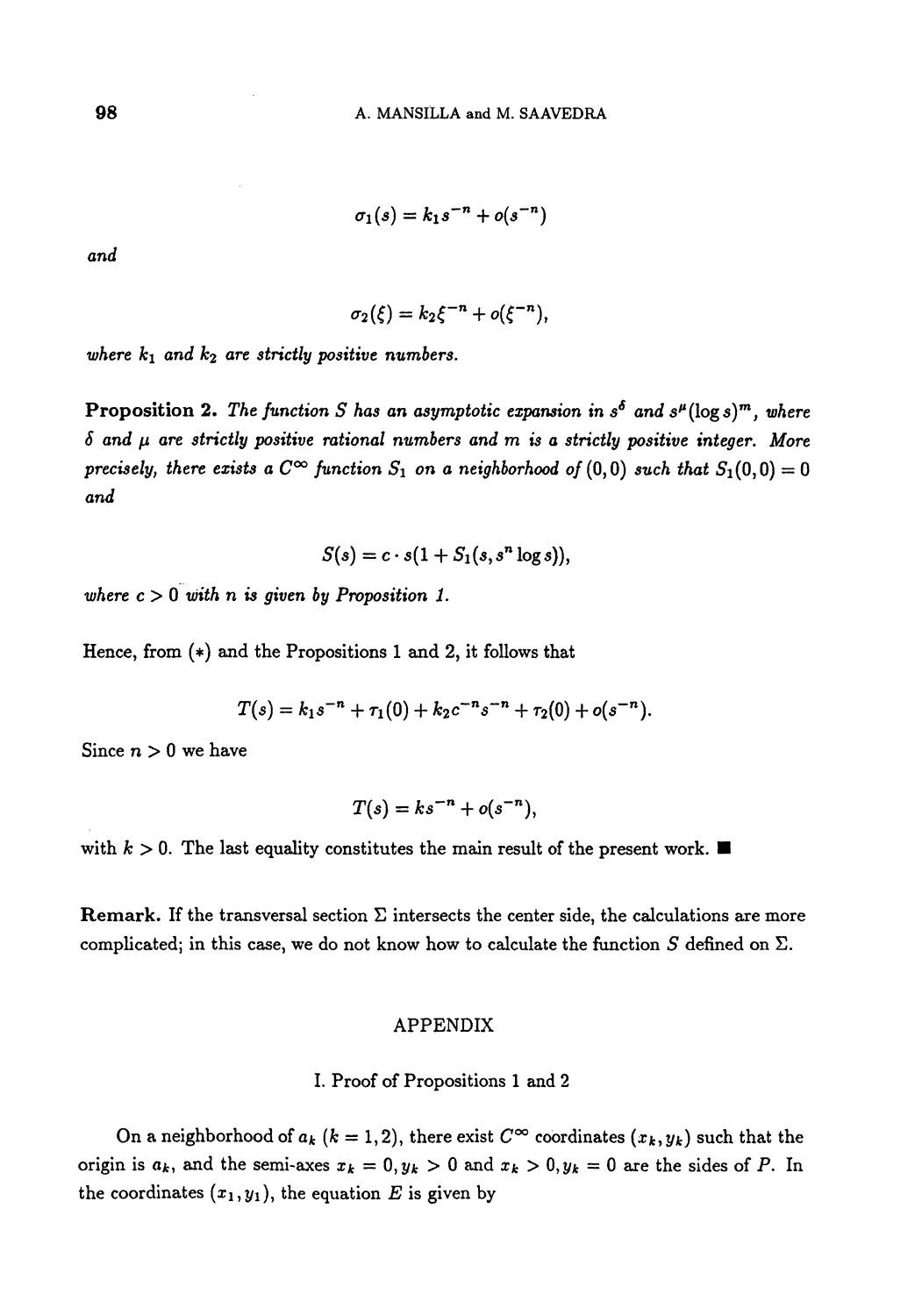$$\sigma_1(s) = k_1 s^{-n} + o(s^{-n})$$

*and*

$$\sigma_2(\xi) = k_2 \xi^{-n} + o(\xi^{-n}),$$

*where $k_1$ and $k_2$ are strictly positive numbers.*

**Proposition 2.** *The function $S$ has an asymptotic expansion in $s^\delta$ and $s^\mu(\log s)^m$, where $\delta$ and $\mu$ are strictly positive rational numbers and $m$ is a strictly positive integer. More precisely, there exists a $C^\infty$ function $S_1$ on a neighborhood of $(0,0)$ such that $S_1(0,0) = 0$ and*

$$S(s) = c \cdot s(1 + S_1(s, s^n \log s)),$$

*where $c > 0$ with $n$ is given by Proposition 1.*

Hence, from (*) and the Propositions 1 and 2, it follows that

$$T(s) = k_1 s^{-n} + \tau_1(0) + k_2 c^{-n} s^{-n} + \tau_2(0) + o(s^{-n}).$$

Since $n > 0$ we have

$$T(s) = k s^{-n} + o(s^{-n}),$$

with $k > 0$. The last equality constitutes the main result of the present work. ■

**Remark.** If the transversal section $\Sigma$ intersects the center side, the calculations are more complicated; in this case, we do not know how to calculate the function $S$ defined on $\Sigma$.

## APPENDIX

### I. Proof of Propositions 1 and 2

On a neighborhood of $a_k$ $(k = 1, 2)$, there exist $C^\infty$ coordinates $(x_k, y_k)$ such that the origin is $a_k$, and the semi-axes $x_k = 0, y_k > 0$ and $x_k > 0, y_k = 0$ are the sides of $P$. In the coordinates $(x_1, y_1)$, the equation $E$ is given by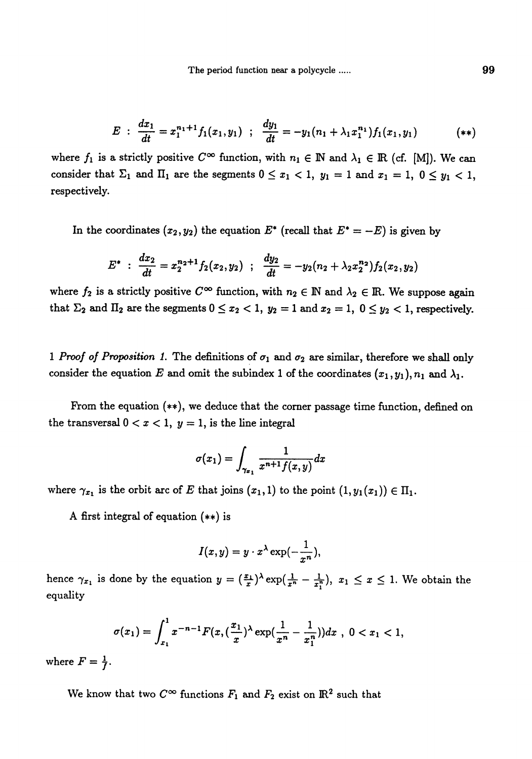$$E \ : \ \frac{dx_1}{dt} = x_1^{n_1+1} f_1(x_1, y_1) \ \ ; \ \ \frac{dy_1}{dt} = -y_1(n_1 + \lambda_1 x_1^{n_1}) f_1(x_1, y_1) \qquad (**)$$

where $f_1$ is a strictly positive $C^\infty$ function, with $n_1 \in \mathbb{N}$ and $\lambda_1 \in \mathbb{R}$ (cf. [M]). We can consider that $\Sigma_1$ and $\Pi_1$ are the segments $0 \leq x_1 < 1$, $y_1 = 1$ and $x_1 = 1$, $0 \leq y_1 < 1$, respectively.

In the coordinates $(x_2, y_2)$ the equation $E^*$ (recall that $E^* = -E$) is given by

$$E^* \ : \ \frac{dx_2}{dt} = x_2^{n_2+1} f_2(x_2, y_2) \ \ ; \ \ \frac{dy_2}{dt} = -y_2(n_2 + \lambda_2 x_2^{n_2}) f_2(x_2, y_2)$$

where $f_2$ is a strictly positive $C^\infty$ function, with $n_2 \in \mathbb{N}$ and $\lambda_2 \in \mathbb{R}$. We suppose again that $\Sigma_2$ and $\Pi_2$ are the segments $0 \leq x_2 < 1$, $y_2 = 1$ and $x_2 = 1$, $0 \leq y_2 < 1$, respectively.

1 *Proof of Proposition 1.* The definitions of $\sigma_1$ and $\sigma_2$ are similar, therefore we shall only consider the equation $E$ and omit the subindex 1 of the coordinates $(x_1, y_1), n_1$ and $\lambda_1$.

From the equation $(**)$, we deduce that the corner passage time function, defined on the transversal $0 < x < 1$, $y = 1$, is the line integral

$$\sigma(x_1) = \int_{\gamma_{x_1}} \frac{1}{x^{n+1} f(x,y)} dx$$

where $\gamma_{x_1}$ is the orbit arc of $E$ that joins $(x_1, 1)$ to the point $(1, y_1(x_1)) \in \Pi_1$.

A first integral of equation $(**)$ is

$$I(x,y) = y \cdot x^\lambda \exp(-\frac{1}{x^n}),$$

hence $\gamma_{x_1}$ is done by the equation $y = (\frac{x_1}{x})^\lambda \exp(\frac{1}{x^n} - \frac{1}{x_1^n})$, $x_1 \leq x \leq 1$. We obtain the equality

$$\sigma(x_1) = \int_{x_1}^1 x^{-n-1} F(x, (\frac{x_1}{x})^\lambda \exp(\frac{1}{x^n} - \frac{1}{x_1^n})) dx \ , \ 0 < x_1 < 1,$$

where $F = \frac{1}{f}$.

We know that two $C^\infty$ functions $F_1$ and $F_2$ exist on $\mathbb{R}^2$ such that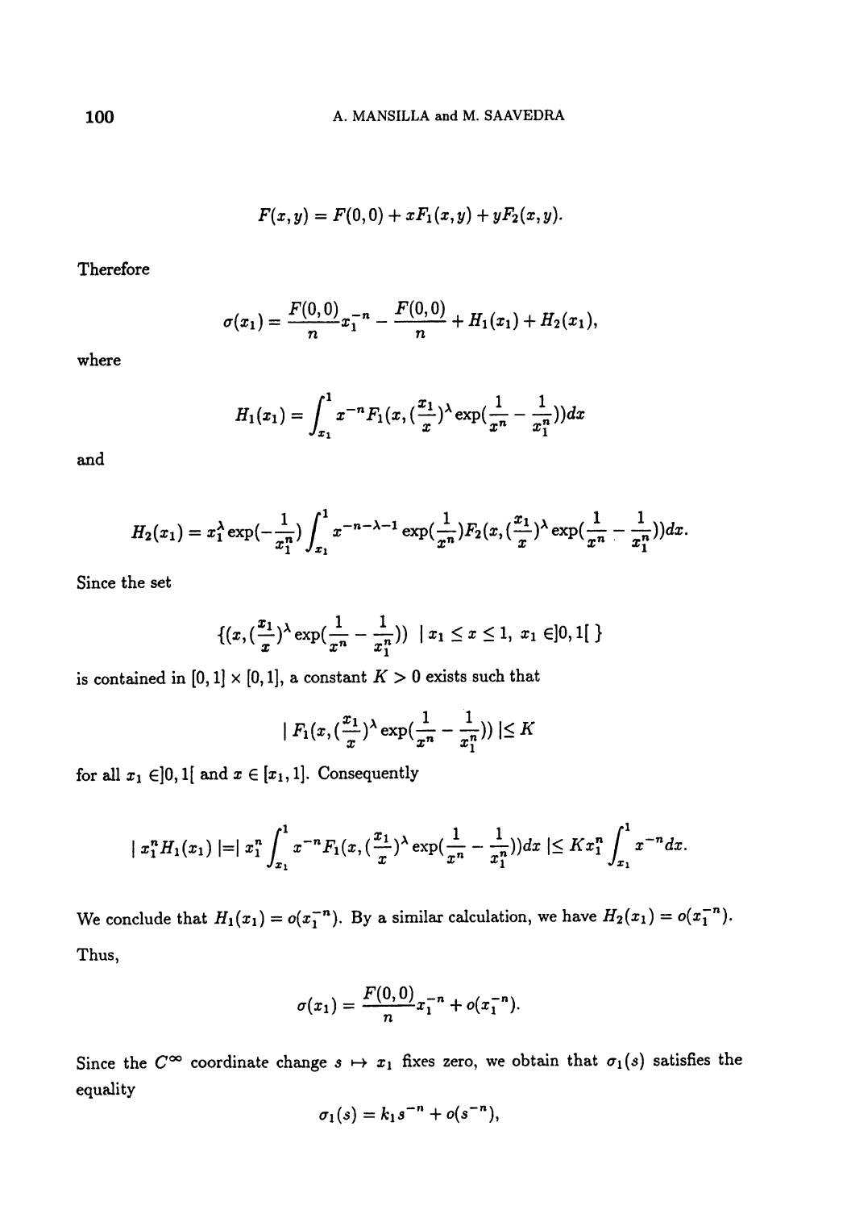$$F(x,y) = F(0,0) + xF_1(x,y) + yF_2(x,y).$$

Therefore

$$\sigma(x_1) = \frac{F(0,0)}{n} x_1^{-n} - \frac{F(0,0)}{n} + H_1(x_1) + H_2(x_1),$$

where

$$H_1(x_1) = \int_{x_1}^{1} x^{-n} F_1(x, (\frac{x_1}{x})^{\lambda} \exp(\frac{1}{x^n} - \frac{1}{x_1^n}))dx$$

and

$$H_2(x_1) = x_1^{\lambda} \exp(-\frac{1}{x_1^n}) \int_{x_1}^{1} x^{-n-\lambda-1} \exp(\frac{1}{x^n}) F_2(x, (\frac{x_1}{x})^{\lambda} \exp(\frac{1}{x^n} - \frac{1}{x_1^n}))dx.$$

Since the set

$$\{(x, (\frac{x_1}{x})^{\lambda} \exp(\frac{1}{x^n} - \frac{1}{x_1^n})) \mid x_1 \leq x \leq 1,\ x_1 \in ]0,1[\ \}$$

is contained in $[0,1] \times [0,1]$, a constant $K > 0$ exists such that

$$| F_1(x, (\frac{x_1}{x})^{\lambda} \exp(\frac{1}{x^n} - \frac{1}{x_1^n})) | \leq K$$

for all $x_1 \in ]0,1[$ and $x \in [x_1, 1]$. Consequently

$$| x_1^n H_1(x_1) | = | x_1^n \int_{x_1}^{1} x^{-n} F_1(x, (\frac{x_1}{x})^{\lambda} \exp(\frac{1}{x^n} - \frac{1}{x_1^n}))dx | \leq K x_1^n \int_{x_1}^{1} x^{-n} dx.$$

We conclude that $H_1(x_1) = o(x_1^{-n})$. By a similar calculation, we have $H_2(x_1) = o(x_1^{-n})$. Thus,

$$\sigma(x_1) = \frac{F(0,0)}{n} x_1^{-n} + o(x_1^{-n}).$$

Since the $C^{\infty}$ coordinate change $s \mapsto x_1$ fixes zero, we obtain that $\sigma_1(s)$ satisfies the equality

$$\sigma_1(s) = k_1 s^{-n} + o(s^{-n}),$$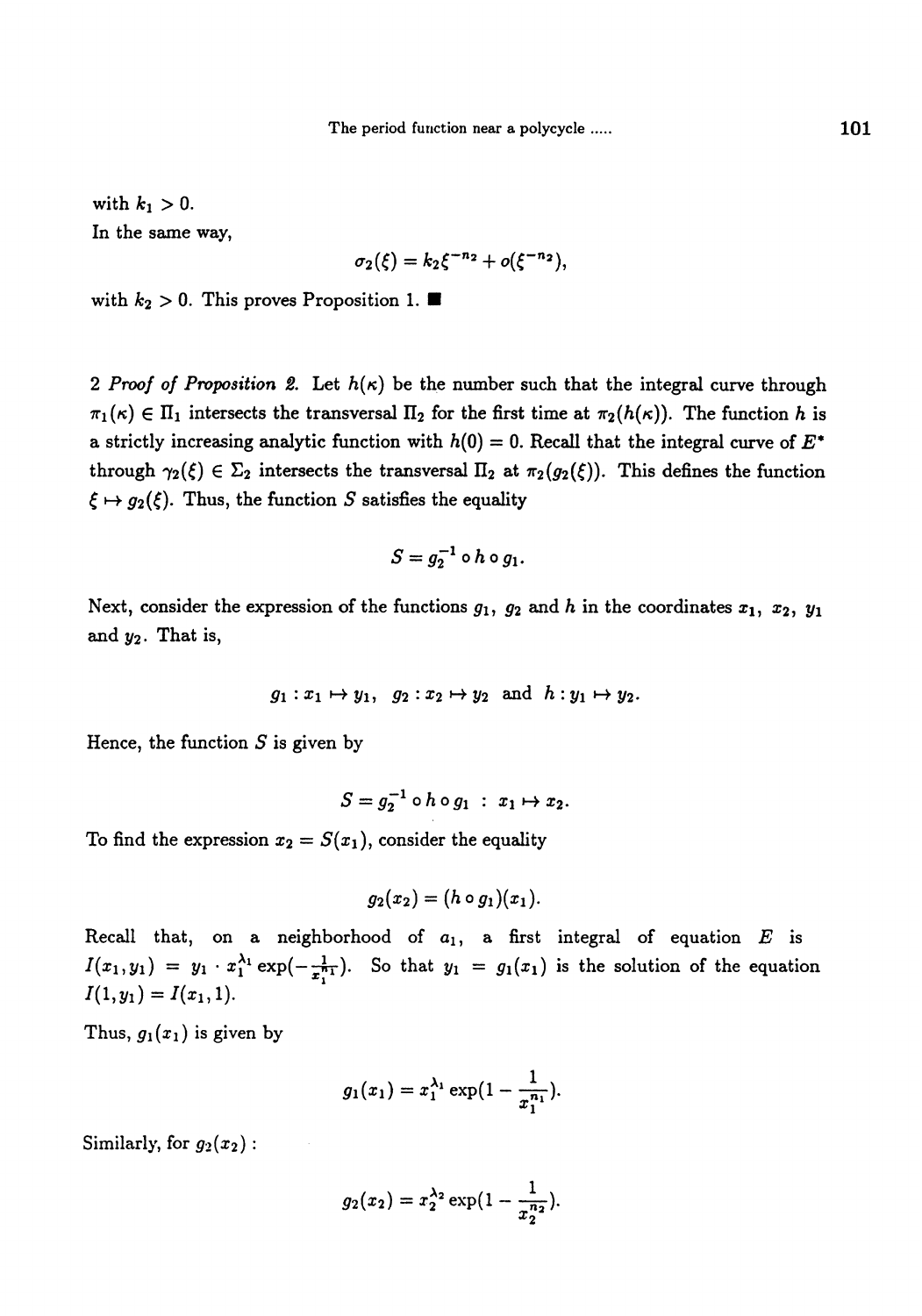with $k_1 > 0$.

In the same way,

$$\sigma_2(\xi) = k_2 \xi^{-n_2} + o(\xi^{-n_2}),$$

with $k_2 > 0$. This proves Proposition 1. ■

2 *Proof of Proposition 2.* Let $h(\kappa)$ be the number such that the integral curve through $\pi_1(\kappa) \in \Pi_1$ intersects the transversal $\Pi_2$ for the first time at $\pi_2(h(\kappa))$. The function $h$ is a strictly increasing analytic function with $h(0) = 0$. Recall that the integral curve of $E^*$ through $\gamma_2(\xi) \in \Sigma_2$ intersects the transversal $\Pi_2$ at $\pi_2(g_2(\xi))$. This defines the function $\xi \mapsto g_2(\xi)$. Thus, the function $S$ satisfies the equality

$$S = g_2^{-1} \circ h \circ g_1.$$

Next, consider the expression of the functions $g_1$, $g_2$ and $h$ in the coordinates $x_1$, $x_2$, $y_1$ and $y_2$. That is,

$$g_1 : x_1 \mapsto y_1, \quad g_2 : x_2 \mapsto y_2 \quad \text{and} \quad h : y_1 \mapsto y_2.$$

Hence, the function $S$ is given by

$$S = g_2^{-1} \circ h \circ g_1 \ : \ x_1 \mapsto x_2.$$

To find the expression $x_2 = S(x_1)$, consider the equality

$$g_2(x_2) = (h \circ g_1)(x_1).$$

Recall that, on a neighborhood of $a_1$, a first integral of equation $E$ is $I(x_1, y_1) = y_1 \cdot x_1^{\lambda_1} \exp(-\frac{1}{x_1^{n_1}})$. So that $y_1 = g_1(x_1)$ is the solution of the equation $I(1, y_1) = I(x_1, 1)$.

Thus, $g_1(x_1)$ is given by

$$g_1(x_1) = x_1^{\lambda_1} \exp(1 - \frac{1}{x_1^{n_1}}).$$

Similarly, for $g_2(x_2)$ :

$$g_2(x_2) = x_2^{\lambda_2} \exp(1 - \frac{1}{x_2^{n_2}}).$$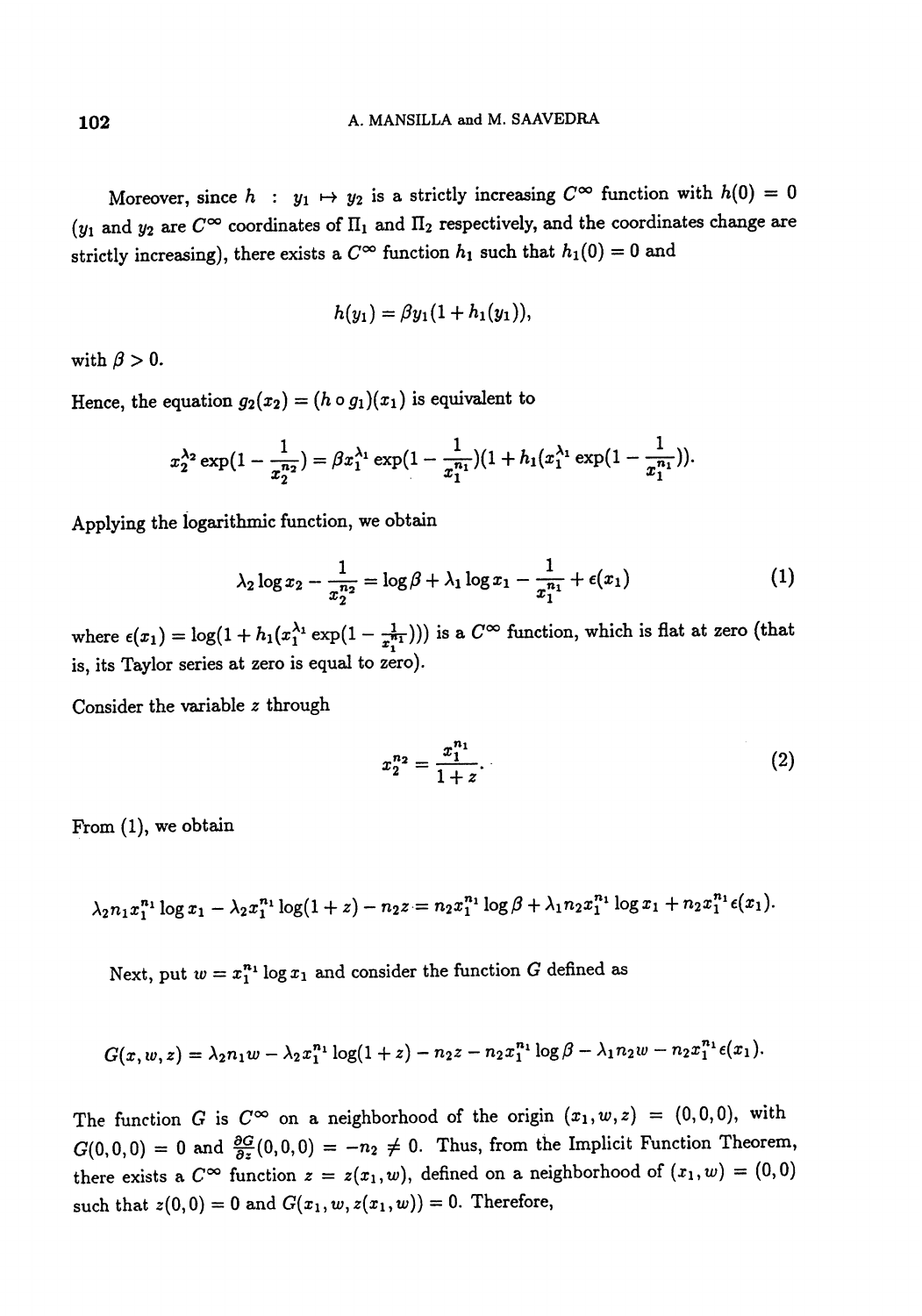Moreover, since $h : y_1 \mapsto y_2$ is a strictly increasing $C^\infty$ function with $h(0) = 0$ ($y_1$ and $y_2$ are $C^\infty$ coordinates of $\Pi_1$ and $\Pi_2$ respectively, and the coordinates change are strictly increasing), there exists a $C^\infty$ function $h_1$ such that $h_1(0) = 0$ and

$$h(y_1) = \beta y_1(1 + h_1(y_1)),$$

with $\beta > 0$.

Hence, the equation $g_2(x_2) = (h \circ g_1)(x_1)$ is equivalent to

$$x_2^{\lambda_2} \exp(1 - \frac{1}{x_2^{n_2}}) = \beta x_1^{\lambda_1} \exp(1 - \frac{1}{x_1^{n_1}})(1 + h_1(x_1^{\lambda_1} \exp(1 - \frac{1}{x_1^{n_1}})).$$

Applying the logarithmic function, we obtain

$$\lambda_2 \log x_2 - \frac{1}{x_2^{n_2}} = \log \beta + \lambda_1 \log x_1 - \frac{1}{x_1^{n_1}} + \epsilon(x_1) \tag{1}$$

where $\epsilon(x_1) = \log(1 + h_1(x_1^{\lambda_1} \exp(1 - \frac{1}{x_1^{n_1}})))$ is a $C^\infty$ function, which is flat at zero (that is, its Taylor series at zero is equal to zero).

Consider the variable $z$ through

$$x_2^{n_2} = \frac{x_1^{n_1}}{1+z}. \tag{2}$$

From (1), we obtain

$$\lambda_2 n_1 x_1^{n_1} \log x_1 - \lambda_2 x_1^{n_1} \log(1+z) - n_2 z = n_2 x_1^{n_1} \log \beta + \lambda_1 n_2 x_1^{n_1} \log x_1 + n_2 x_1^{n_1} \epsilon(x_1).$$

Next, put $w = x_1^{n_1} \log x_1$ and consider the function $G$ defined as

$$G(x, w, z) = \lambda_2 n_1 w - \lambda_2 x_1^{n_1} \log(1+z) - n_2 z - n_2 x_1^{n_1} \log \beta - \lambda_1 n_2 w - n_2 x_1^{n_1} \epsilon(x_1).$$

The function $G$ is $C^\infty$ on a neighborhood of the origin $(x_1, w, z) = (0,0,0)$, with $G(0,0,0) = 0$ and $\frac{\partial G}{\partial z}(0,0,0) = -n_2 \neq 0$. Thus, from the Implicit Function Theorem, there exists a $C^\infty$ function $z = z(x_1, w)$, defined on a neighborhood of $(x_1, w) = (0,0)$ such that $z(0,0) = 0$ and $G(x_1, w, z(x_1, w)) = 0$. Therefore,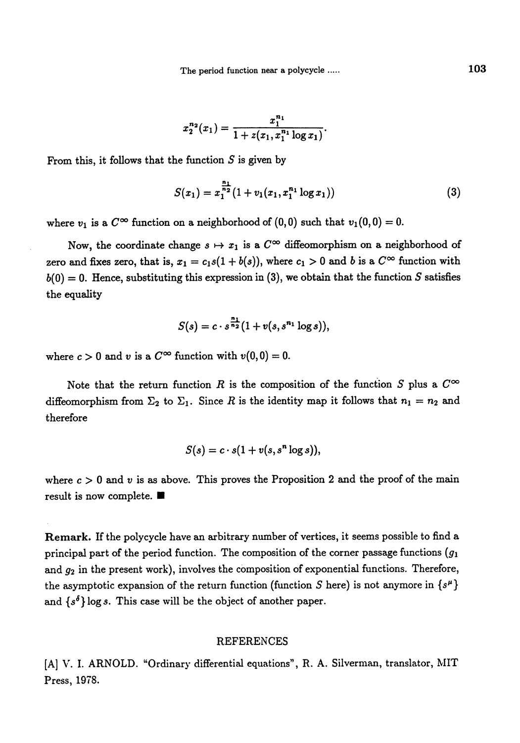$$x_2^{n_2}(x_1) = \frac{x_1^{n_1}}{1 + z(x_1, x_1^{n_1} \log x_1)}.$$

From this, it follows that the function $S$ is given by

$$S(x_1) = x_1^{\frac{n_1}{n_2}}(1 + v_1(x_1, x_1^{n_1} \log x_1)) \tag{3}$$

where $v_1$ is a $C^\infty$ function on a neighborhood of $(0,0)$ such that $v_1(0,0) = 0$.

Now, the coordinate change $s \mapsto x_1$ is a $C^\infty$ diffeomorphism on a neighborhood of zero and fixes zero, that is, $x_1 = c_1 s(1 + b(s))$, where $c_1 > 0$ and $b$ is a $C^\infty$ function with $b(0) = 0$. Hence, substituting this expression in (3), we obtain that the function $S$ satisfies the equality

$$S(s) = c \cdot s^{\frac{n_1}{n_2}}(1 + v(s, s^{n_1} \log s)),$$

where $c > 0$ and $v$ is a $C^\infty$ function with $v(0,0) = 0$.

Note that the return function $R$ is the composition of the function $S$ plus a $C^\infty$ diffeomorphism from $\Sigma_2$ to $\Sigma_1$. Since $R$ is the identity map it follows that $n_1 = n_2$ and therefore

$$S(s) = c \cdot s(1 + v(s, s^n \log s)),$$

where $c > 0$ and $v$ is as above. This proves the Proposition 2 and the proof of the main result is now complete. ■

**Remark.** If the polycycle have an arbitrary number of vertices, it seems possible to find a principal part of the period function. The composition of the corner passage functions ($g_1$ and $g_2$ in the present work), involves the composition of exponential functions. Therefore, the asymptotic expansion of the return function (function $S$ here) is not anymore in $\{s^\mu\}$ and $\{s^\delta\} \log s$. This case will be the object of another paper.

## REFERENCES

[A] V. I. ARNOLD. "Ordinary differential equations", R. A. Silverman, translator, MIT Press, 1978.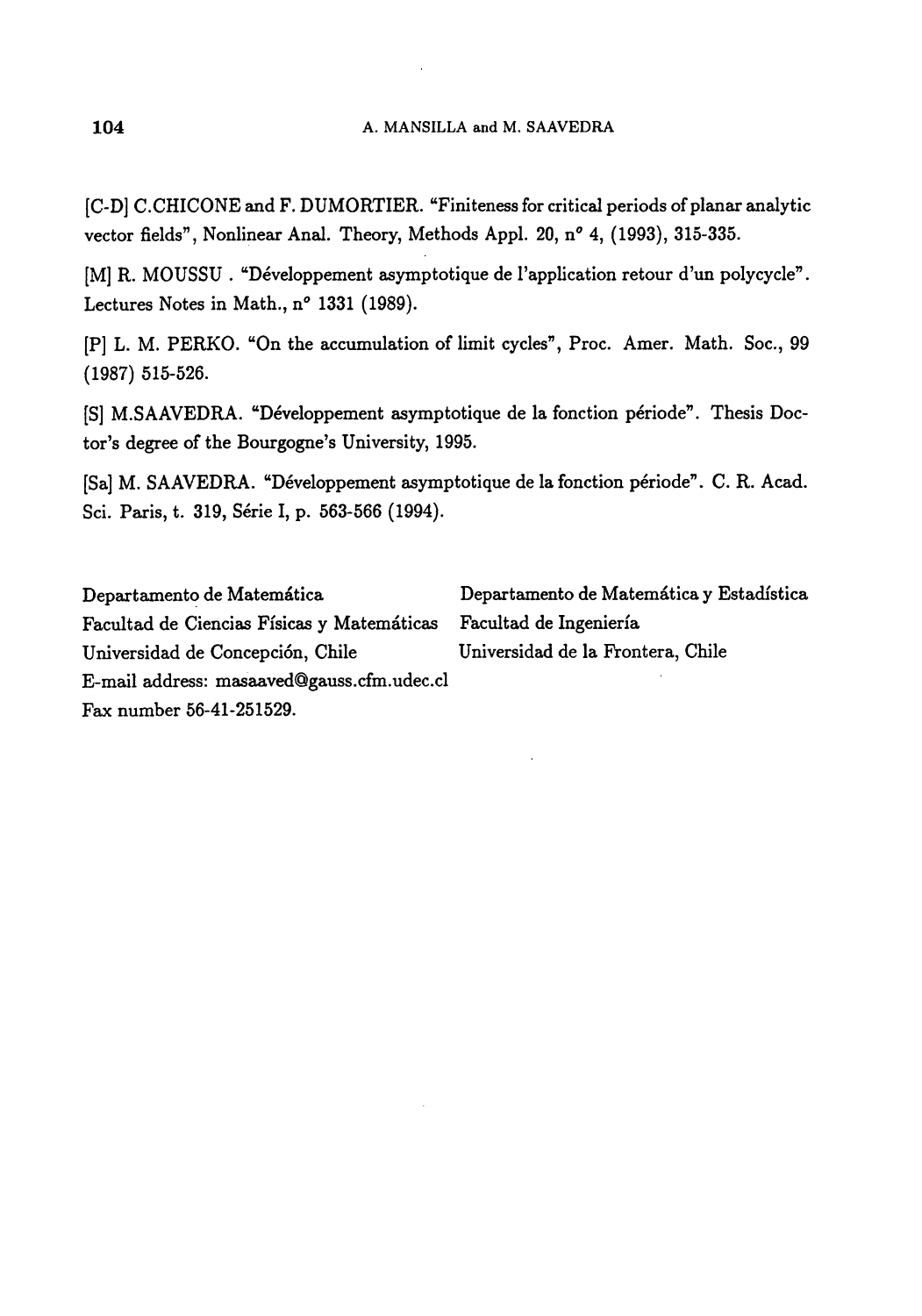[C-D] C.CHICONE and F. DUMORTIER. "Finiteness for critical periods of planar analytic vector fields", Nonlinear Anal. Theory, Methods Appl. 20, n° 4, (1993), 315-335.

[M] R. MOUSSU . "Développement asymptotique de l'application retour d'un polycycle". Lectures Notes in Math., n° 1331 (1989).

[P] L. M. PERKO. "On the accumulation of limit cycles", Proc. Amer. Math. Soc., 99 (1987) 515-526.

[S] M.SAAVEDRA. "Développement asymptotique de la fonction période". Thesis Doctor's degree of the Bourgogne's University, 1995.

[Sa] M. SAAVEDRA. "Développement asymptotique de la fonction période". C. R. Acad. Sci. Paris, t. 319, Série I, p. 563-566 (1994).

Departamento de Matemática
Facultad de Ciencias Físicas y Matemáticas
Universidad de Concepción, Chile
E-mail address: masaaved@gauss.cfm.udec.cl
Fax number 56-41-251529.

Departamento de Matemática y Estadística
Facultad de Ingeniería
Universidad de la Frontera, Chile